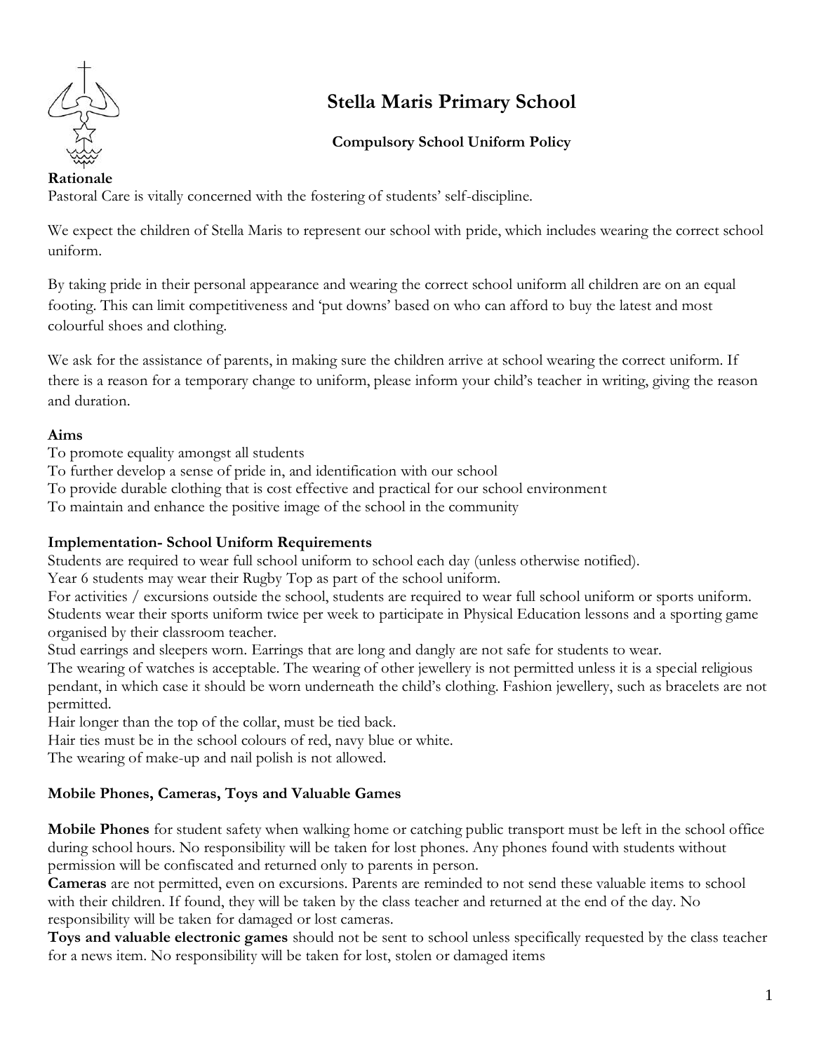# Stella Maris Primary School

**Compulsory School Uniform Policy**

**Rationale**

Pastoral Care is vitally concerned with the fostering of students' self-discipline.

We expect the children of Stella Maris to represent our school with pride, which includes wearing the correct school uniform.

By taking pride in their personal appearance and wearing the correct school uniform all children are on an equal footing. This can limit competitiveness and 'put downs' based on who can afford to buy the latest and most colourful shoes and clothing.

We ask for the assistance of parents, in making sure the children arrive at school wearing the correct uniform. If there is a reason for a temporary change to uniform, please inform your child's teacher in writing, giving the reason and duration.

**Aims**

To promote equality amongst all students
To further develop a sense of pride in, and identification with our school
To provide durable clothing that is cost effective and practical for our school environment
To maintain and enhance the positive image of the school in the community

**Implementation- School Uniform Requirements**

Students are required to wear full school uniform to school each day (unless otherwise notified).
Year 6 students may wear their Rugby Top as part of the school uniform.
For activities / excursions outside the school, students are required to wear full school uniform or sports uniform.
Students wear their sports uniform twice per week to participate in Physical Education lessons and a sporting game organised by their classroom teacher.
Stud earrings and sleepers worn. Earrings that are long and dangly are not safe for students to wear.
The wearing of watches is acceptable. The wearing of other jewellery is not permitted unless it is a special religious pendant, in which case it should be worn underneath the child's clothing. Fashion jewellery, such as bracelets are not permitted.
Hair longer than the top of the collar, must be tied back.
Hair ties must be in the school colours of red, navy blue or white.
The wearing of make-up and nail polish is not allowed.

**Mobile Phones, Cameras, Toys and Valuable Games**

**Mobile Phones** for student safety when walking home or catching public transport must be left in the school office during school hours. No responsibility will be taken for lost phones. Any phones found with students without permission will be confiscated and returned only to parents in person.
**Cameras** are not permitted, even on excursions. Parents are reminded to not send these valuable items to school with their children. If found, they will be taken by the class teacher and returned at the end of the day. No responsibility will be taken for damaged or lost cameras.
**Toys and valuable electronic games** should not be sent to school unless specifically requested by the class teacher for a news item. No responsibility will be taken for lost, stolen or damaged items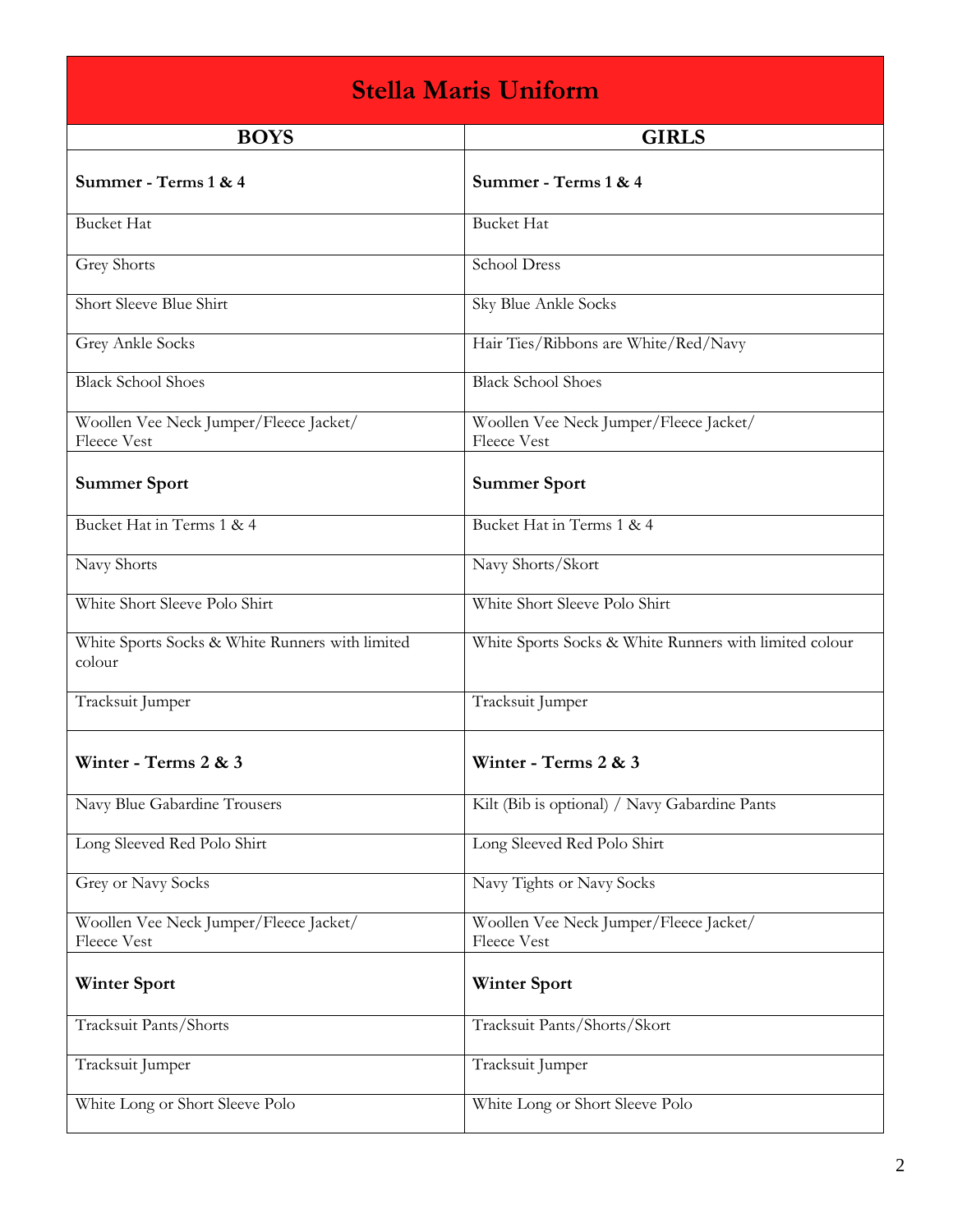| Stella Maris Uniform | |
|---|---|
| **BOYS** | **GIRLS** |
| **Summer - Terms 1 & 4** | **Summer - Terms 1 & 4** |
| Bucket Hat | Bucket Hat |
| Grey Shorts | School Dress |
| Short Sleeve Blue Shirt | Sky Blue Ankle Socks |
| Grey Ankle Socks | Hair Ties/Ribbons are White/Red/Navy |
| Black School Shoes | Black School Shoes |
| Woollen Vee Neck Jumper/Fleece Jacket/ Fleece Vest | Woollen Vee Neck Jumper/Fleece Jacket/ Fleece Vest |
| **Summer Sport** | **Summer Sport** |
| Bucket Hat in Terms 1 & 4 | Bucket Hat in Terms 1 & 4 |
| Navy Shorts | Navy Shorts/Skort |
| White Short Sleeve Polo Shirt | White Short Sleeve Polo Shirt |
| White Sports Socks & White Runners with limited colour | White Sports Socks & White Runners with limited colour |
| Tracksuit Jumper | Tracksuit Jumper |
| **Winter - Terms 2 & 3** | **Winter - Terms 2 & 3** |
| Navy Blue Gabardine Trousers | Kilt (Bib is optional) / Navy Gabardine Pants |
| Long Sleeved Red Polo Shirt | Long Sleeved Red Polo Shirt |
| Grey or Navy Socks | Navy Tights or Navy Socks |
| Woollen Vee Neck Jumper/Fleece Jacket/ Fleece Vest | Woollen Vee Neck Jumper/Fleece Jacket/ Fleece Vest |
| **Winter Sport** | **Winter Sport** |
| Tracksuit Pants/Shorts | Tracksuit Pants/Shorts/Skort |
| Tracksuit Jumper | Tracksuit Jumper |
| White Long or Short Sleeve Polo | White Long or Short Sleeve Polo |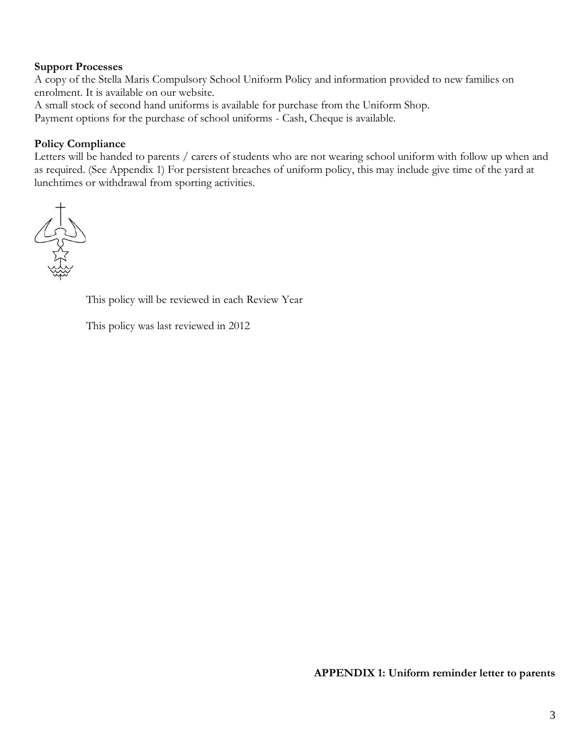**Support Processes**

A copy of the Stella Maris Compulsory School Uniform Policy and information provided to new families on enrolment. It is available on our website.

A small stock of second hand uniforms is available for purchase from the Uniform Shop.

Payment options for the purchase of school uniforms - Cash, Cheque is available.

**Policy Compliance**

Letters will be handed to parents / carers of students who are not wearing school uniform with follow up when and as required. (See Appendix 1) For persistent breaches of uniform policy, this may include give time of the yard at lunchtimes or withdrawal from sporting activities.

This policy will be reviewed in each Review Year

This policy was last reviewed in 2012

**APPENDIX 1: Uniform reminder letter to parents**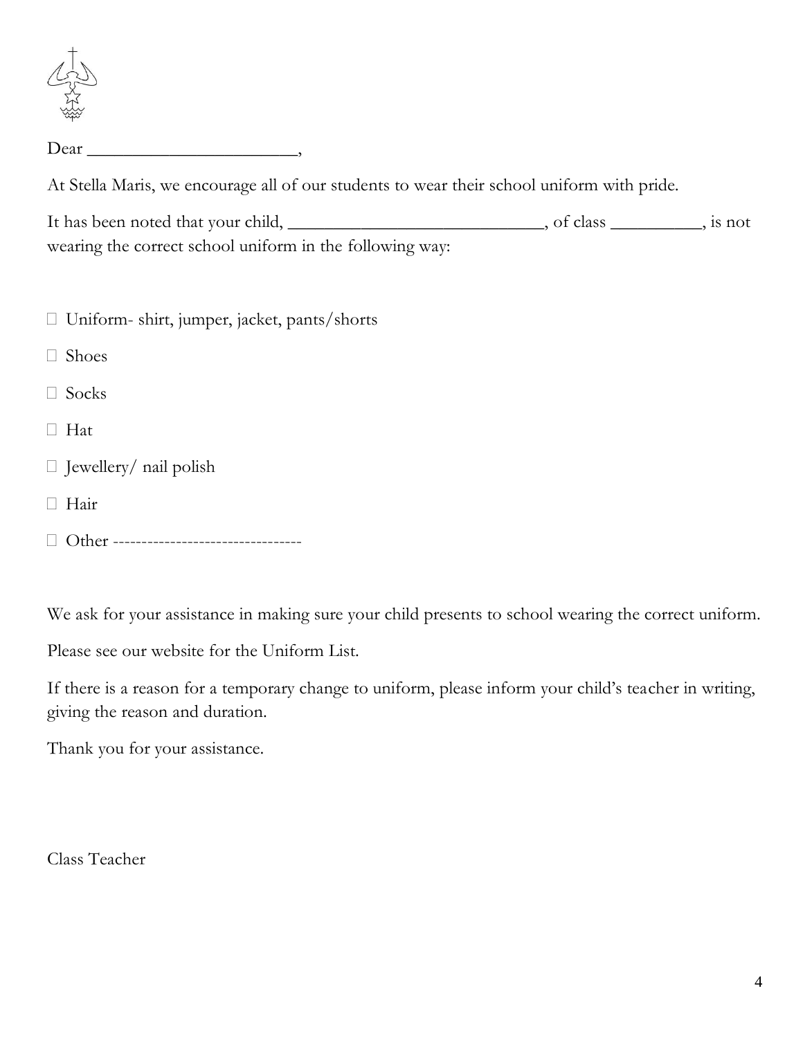Dear ________________________,

At Stella Maris, we encourage all of our students to wear their school uniform with pride.

It has been noted that your child, _____________________________, of class __________, is not wearing the correct school uniform in the following way:

- ☐ Uniform- shirt, jumper, jacket, pants/shorts
- ☐ Shoes
- ☐ Socks
- ☐ Hat
- ☐ Jewellery/ nail polish
- ☐ Hair
- ☐ Other --------------------------------

We ask for your assistance in making sure your child presents to school wearing the correct uniform.

Please see our website for the Uniform List.

If there is a reason for a temporary change to uniform, please inform your child's teacher in writing, giving the reason and duration.

Thank you for your assistance.

Class Teacher